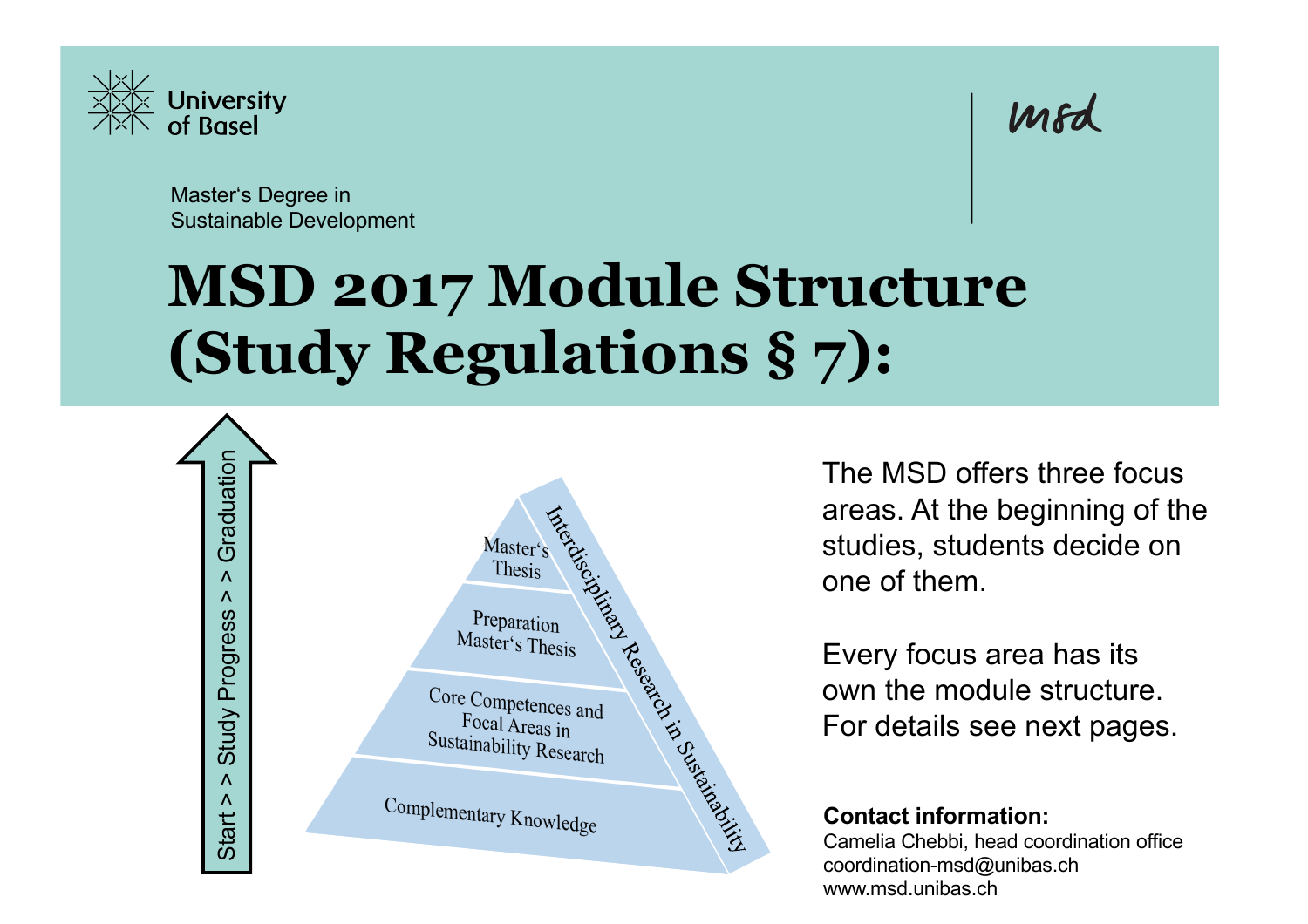University of Basel

msd

Master's Degree in Sustainable Development

# MSD 2017 Module Structure (Study Regulations § 7):

Start > > Study Progress > > Graduation

- Master's Thesis
- Preparation Master's Thesis
- Core Competences and Focal Areas in Sustainability Research
- Complementary Knowledge

Interdisciplinary Research in Sustainability

The MSD offers three focus areas. At the beginning of the studies, students decide on one of them.

Every focus area has its own the module structure. For details see next pages.

**Contact information:**
Camelia Chebbi, head coordination office
coordination-msd@unibas.ch
www.msd.unibas.ch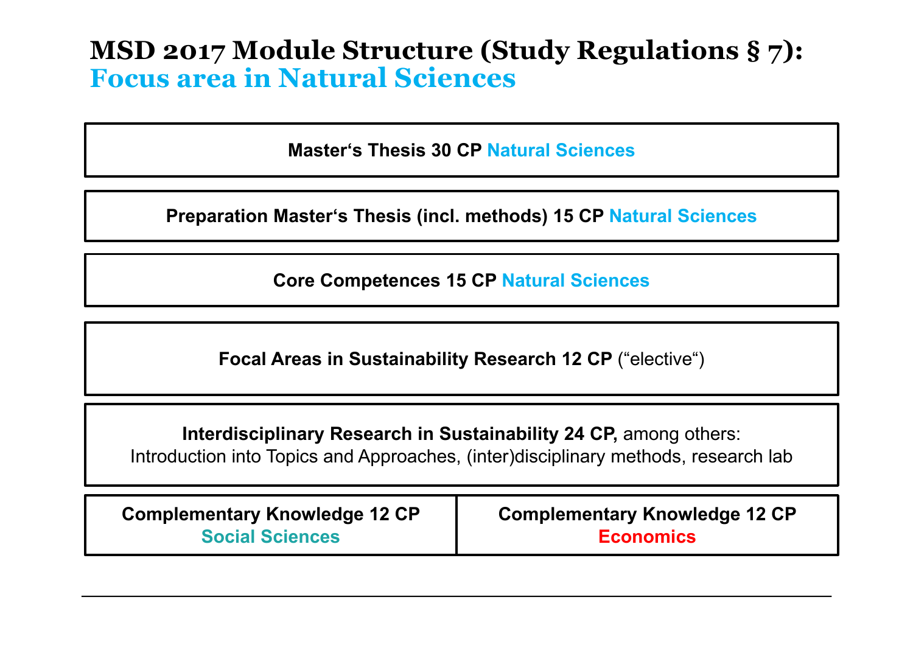# MSD 2017 Module Structure (Study Regulations § 7): Focus area in Natural Sciences

**Master‘s Thesis 30 CP** Natural Sciences

**Preparation Master‘s Thesis (incl. methods) 15 CP** Natural Sciences

**Core Competences 15 CP** Natural Sciences

**Focal Areas in Sustainability Research 12 CP** (“elective“)

**Interdisciplinary Research in Sustainability 24 CP,** among others:
Introduction into Topics and Approaches, (inter)disciplinary methods, research lab

| **Complementary Knowledge 12 CP** Social Sciences | **Complementary Knowledge 12 CP** Economics |
|---|---|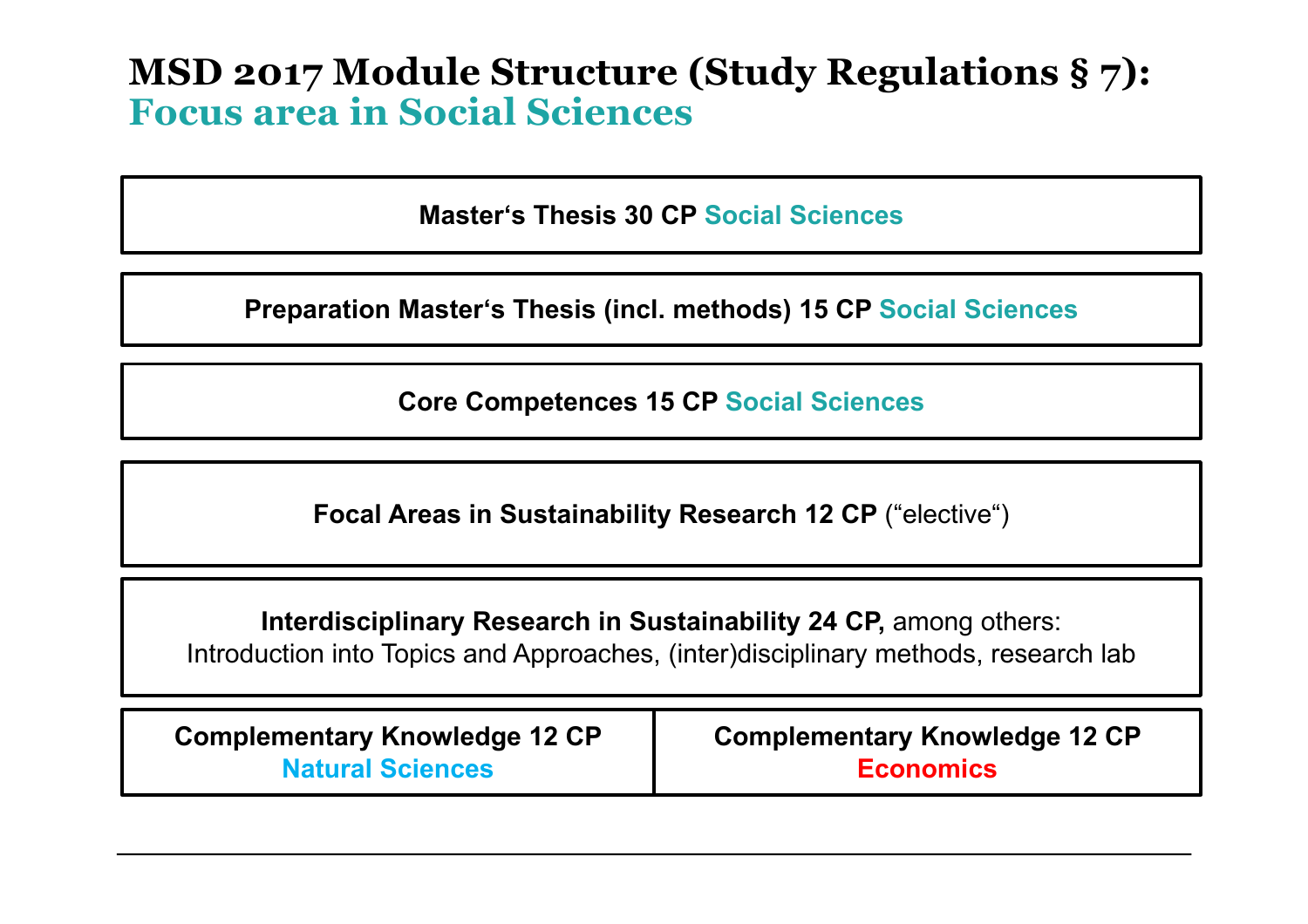# MSD 2017 Module Structure (Study Regulations § 7):
## Focus area in Social Sciences

**Master‘s Thesis 30 CP** Social Sciences

**Preparation Master‘s Thesis (incl. methods) 15 CP** Social Sciences

**Core Competences 15 CP** Social Sciences

**Focal Areas in Sustainability Research 12 CP** (“elective“)

**Interdisciplinary Research in Sustainability 24 CP,** among others:
Introduction into Topics and Approaches, (inter)disciplinary methods, research lab

| **Complementary Knowledge 12 CP** Natural Sciences | **Complementary Knowledge 12 CP** Economics |
| --- | --- |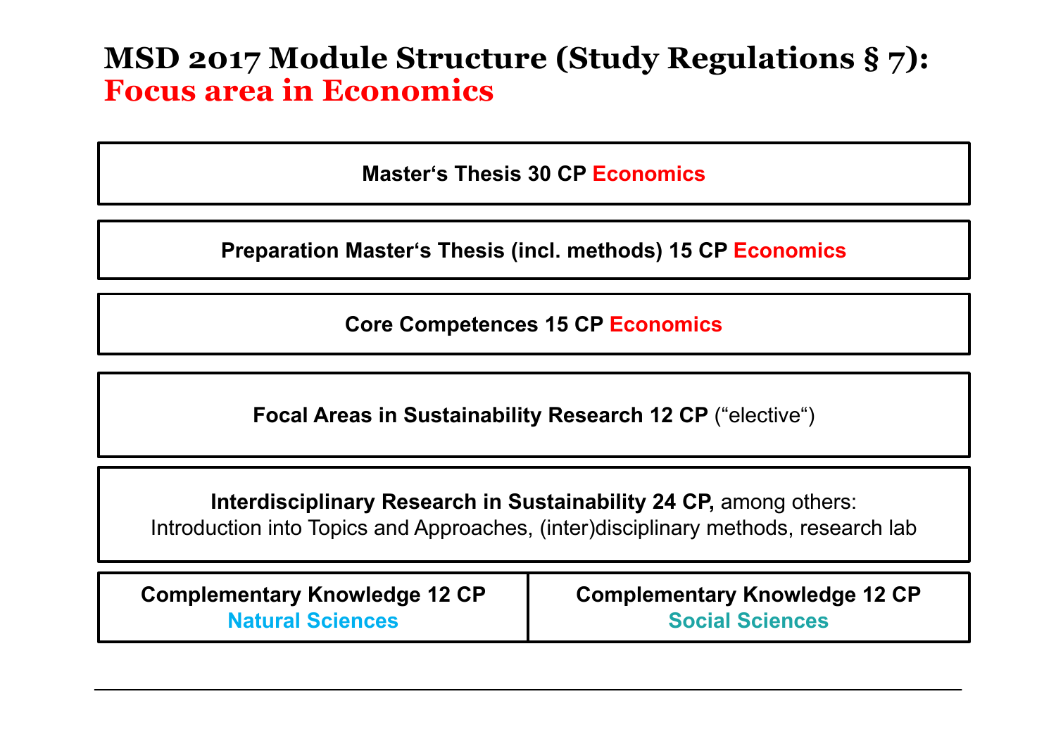# MSD 2017 Module Structure (Study Regulations § 7): Focus area in Economics

**Master‘s Thesis 30 CP Economics**

**Preparation Master‘s Thesis (incl. methods) 15 CP Economics**

**Core Competences 15 CP Economics**

**Focal Areas in Sustainability Research 12 CP** (“elective“)

**Interdisciplinary Research in Sustainability 24 CP,** among others:
Introduction into Topics and Approaches, (inter)disciplinary methods, research lab

| | |
|---|---|
| **Complementary Knowledge 12 CP** **Natural Sciences** | **Complementary Knowledge 12 CP** **Social Sciences** |